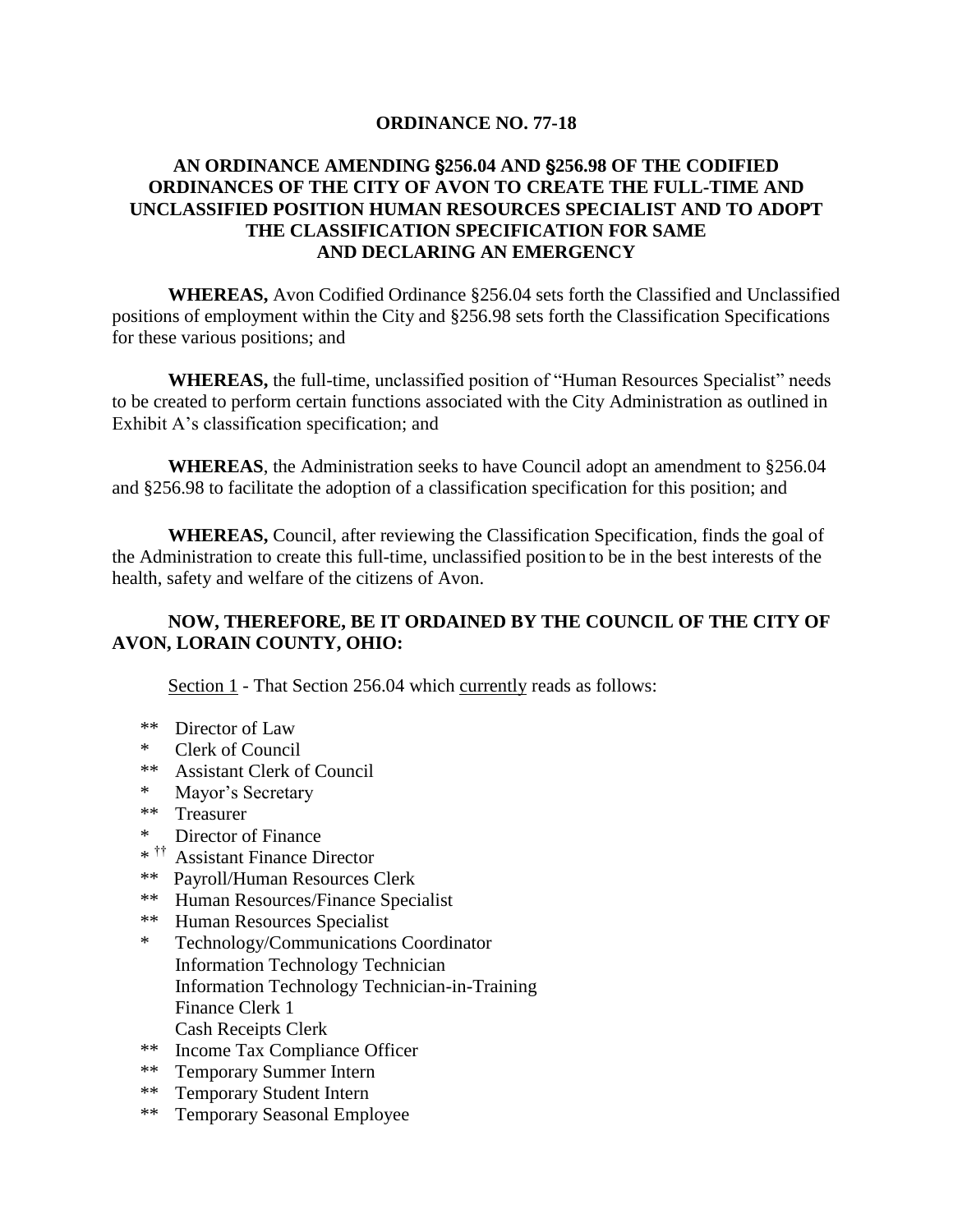**ORDINANCE NO. 77-18**

**AN ORDINANCE AMENDING §256.04 AND §256.98 OF THE CODIFIED ORDINANCES OF THE CITY OF AVON TO CREATE THE FULL-TIME AND UNCLASSIFIED POSITION HUMAN RESOURCES SPECIALIST AND TO ADOPT THE CLASSIFICATION SPECIFICATION FOR SAME AND DECLARING AN EMERGENCY**

**WHEREAS,** Avon Codified Ordinance §256.04 sets forth the Classified and Unclassified positions of employment within the City and §256.98 sets forth the Classification Specifications for these various positions; and

**WHEREAS,** the full-time, unclassified position of "Human Resources Specialist" needs to be created to perform certain functions associated with the City Administration as outlined in Exhibit A's classification specification; and

**WHEREAS**, the Administration seeks to have Council adopt an amendment to §256.04 and §256.98 to facilitate the adoption of a classification specification for this position; and

**WHEREAS,** Council, after reviewing the Classification Specification, finds the goal of the Administration to create this full-time, unclassified position to be in the best interests of the health, safety and welfare of the citizens of Avon.

**NOW, THEREFORE, BE IT ORDAINED BY THE COUNCIL OF THE CITY OF AVON, LORAIN COUNTY, OHIO:**

<u>Section 1</u> - That Section 256.04 which <u>currently</u> reads as follows:

\*\* Director of Law
\* Clerk of Council
\*\* Assistant Clerk of Council
\* Mayor's Secretary
\*\* Treasurer
\* Director of Finance
\* †† Assistant Finance Director
\*\* Payroll/Human Resources Clerk
\*\* Human Resources/Finance Specialist
\*\* Human Resources Specialist
\* Technology/Communications Coordinator
Information Technology Technician
Information Technology Technician-in-Training
Finance Clerk 1
Cash Receipts Clerk
\*\* Income Tax Compliance Officer
\*\* Temporary Summer Intern
\*\* Temporary Student Intern
\*\* Temporary Seasonal Employee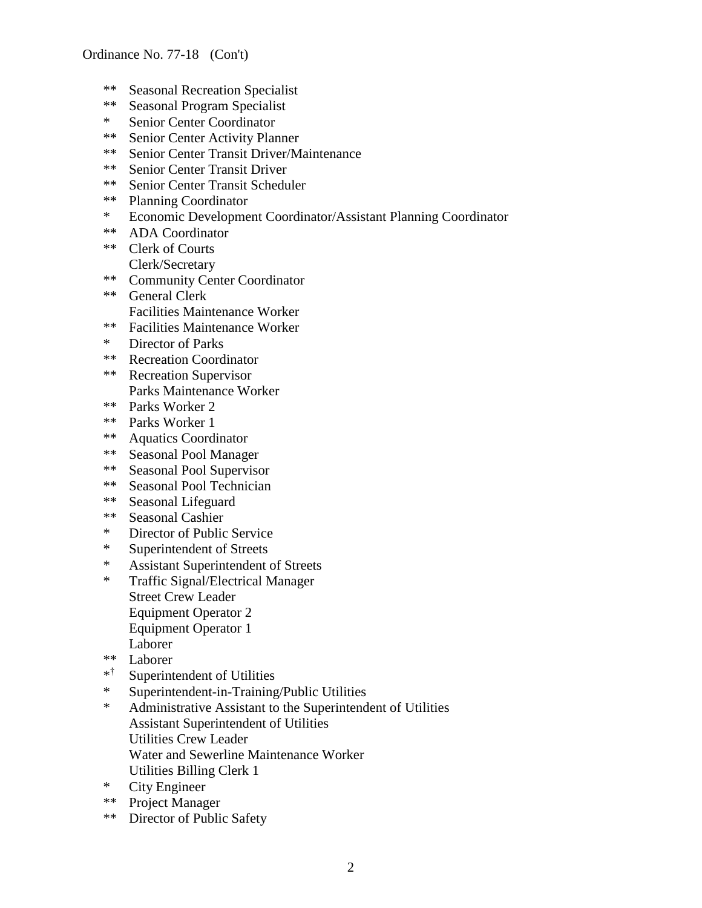** Seasonal Recreation Specialist
** Seasonal Program Specialist
* Senior Center Coordinator
** Senior Center Activity Planner
** Senior Center Transit Driver/Maintenance
** Senior Center Transit Driver
** Senior Center Transit Scheduler
** Planning Coordinator
* Economic Development Coordinator/Assistant Planning Coordinator
** ADA Coordinator
** Clerk of Courts
Clerk/Secretary
** Community Center Coordinator
** General Clerk
Facilities Maintenance Worker
** Facilities Maintenance Worker
* Director of Parks
** Recreation Coordinator
** Recreation Supervisor
Parks Maintenance Worker
** Parks Worker 2
** Parks Worker 1
** Aquatics Coordinator
** Seasonal Pool Manager
** Seasonal Pool Supervisor
** Seasonal Pool Technician
** Seasonal Lifeguard
** Seasonal Cashier
* Director of Public Service
* Superintendent of Streets
* Assistant Superintendent of Streets
* Traffic Signal/Electrical Manager
Street Crew Leader
Equipment Operator 2
Equipment Operator 1
Laborer
** Laborer
*† Superintendent of Utilities
* Superintendent-in-Training/Public Utilities
* Administrative Assistant to the Superintendent of Utilities
Assistant Superintendent of Utilities
Utilities Crew Leader
Water and Sewerline Maintenance Worker
Utilities Billing Clerk 1
* City Engineer
** Project Manager
** Director of Public Safety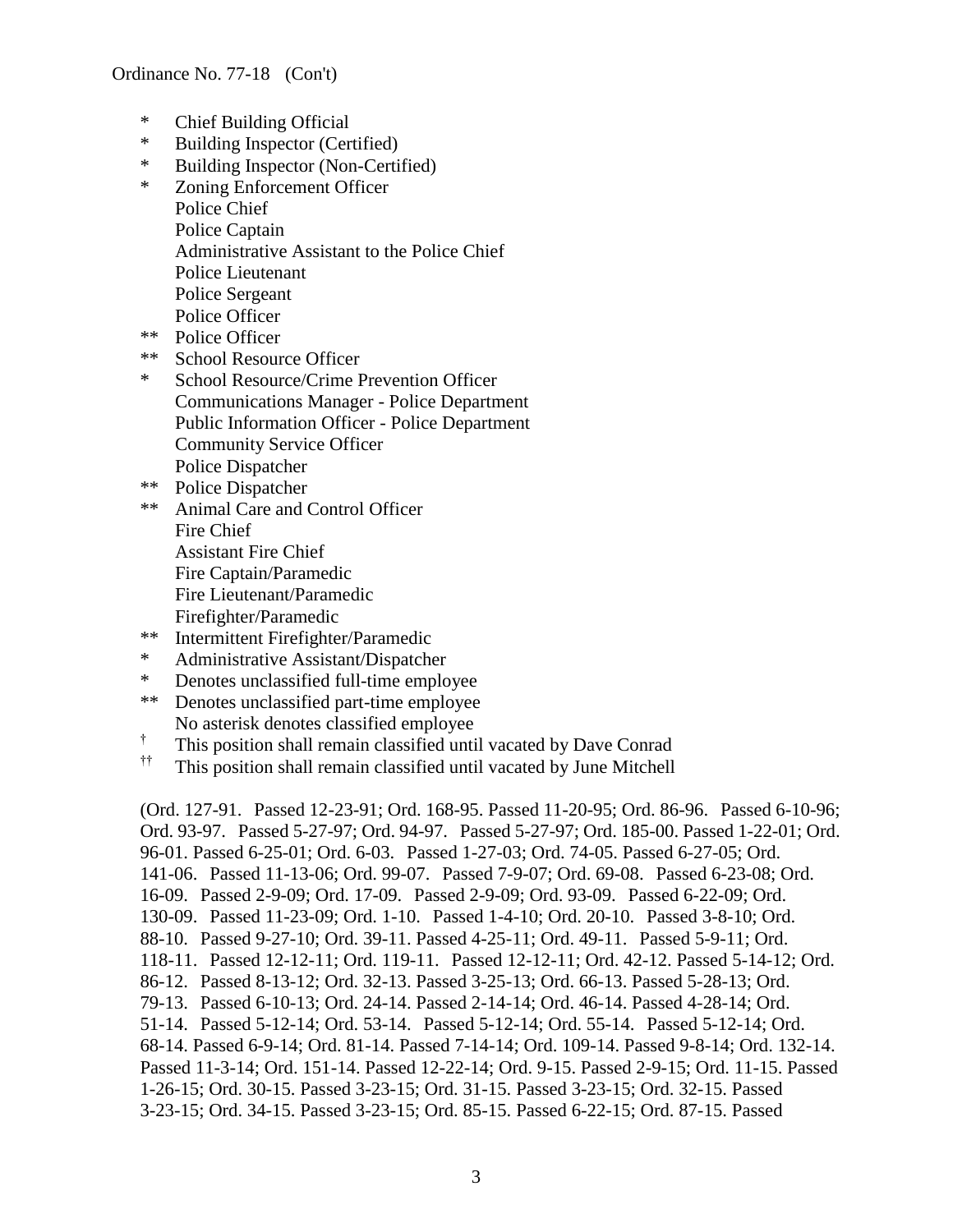Ordinance No. 77-18 (Con't)

\* Chief Building Official
\* Building Inspector (Certified)
\* Building Inspector (Non-Certified)
\* Zoning Enforcement Officer
Police Chief
Police Captain
Administrative Assistant to the Police Chief
Police Lieutenant
Police Sergeant
Police Officer
** Police Officer
** School Resource Officer
\* School Resource/Crime Prevention Officer
Communications Manager - Police Department
Public Information Officer - Police Department
Community Service Officer
Police Dispatcher
** Police Dispatcher
** Animal Care and Control Officer
Fire Chief
Assistant Fire Chief
Fire Captain/Paramedic
Fire Lieutenant/Paramedic
Firefighter/Paramedic
** Intermittent Firefighter/Paramedic
\* Administrative Assistant/Dispatcher
\* Denotes unclassified full-time employee
** Denotes unclassified part-time employee
No asterisk denotes classified employee
† This position shall remain classified until vacated by Dave Conrad
†† This position shall remain classified until vacated by June Mitchell

(Ord. 127-91. Passed 12-23-91; Ord. 168-95. Passed 11-20-95; Ord. 86-96. Passed 6-10-96; Ord. 93-97. Passed 5-27-97; Ord. 94-97. Passed 5-27-97; Ord. 185-00. Passed 1-22-01; Ord. 96-01. Passed 6-25-01; Ord. 6-03. Passed 1-27-03; Ord. 74-05. Passed 6-27-05; Ord. 141-06. Passed 11-13-06; Ord. 99-07. Passed 7-9-07; Ord. 69-08. Passed 6-23-08; Ord. 16-09. Passed 2-9-09; Ord. 17-09. Passed 2-9-09; Ord. 93-09. Passed 6-22-09; Ord. 130-09. Passed 11-23-09; Ord. 1-10. Passed 1-4-10; Ord. 20-10. Passed 3-8-10; Ord. 88-10. Passed 9-27-10; Ord. 39-11. Passed 4-25-11; Ord. 49-11. Passed 5-9-11; Ord. 118-11. Passed 12-12-11; Ord. 119-11. Passed 12-12-11; Ord. 42-12. Passed 5-14-12; Ord. 86-12. Passed 8-13-12; Ord. 32-13. Passed 3-25-13; Ord. 66-13. Passed 5-28-13; Ord. 79-13. Passed 6-10-13; Ord. 24-14. Passed 2-14-14; Ord. 46-14. Passed 4-28-14; Ord. 51-14. Passed 5-12-14; Ord. 53-14. Passed 5-12-14; Ord. 55-14. Passed 5-12-14; Ord. 68-14. Passed 6-9-14; Ord. 81-14. Passed 7-14-14; Ord. 109-14. Passed 9-8-14; Ord. 132-14. Passed 11-3-14; Ord. 151-14. Passed 12-22-14; Ord. 9-15. Passed 2-9-15; Ord. 11-15. Passed 1-26-15; Ord. 30-15. Passed 3-23-15; Ord. 31-15. Passed 3-23-15; Ord. 32-15. Passed 3-23-15; Ord. 34-15. Passed 3-23-15; Ord. 85-15. Passed 6-22-15; Ord. 87-15. Passed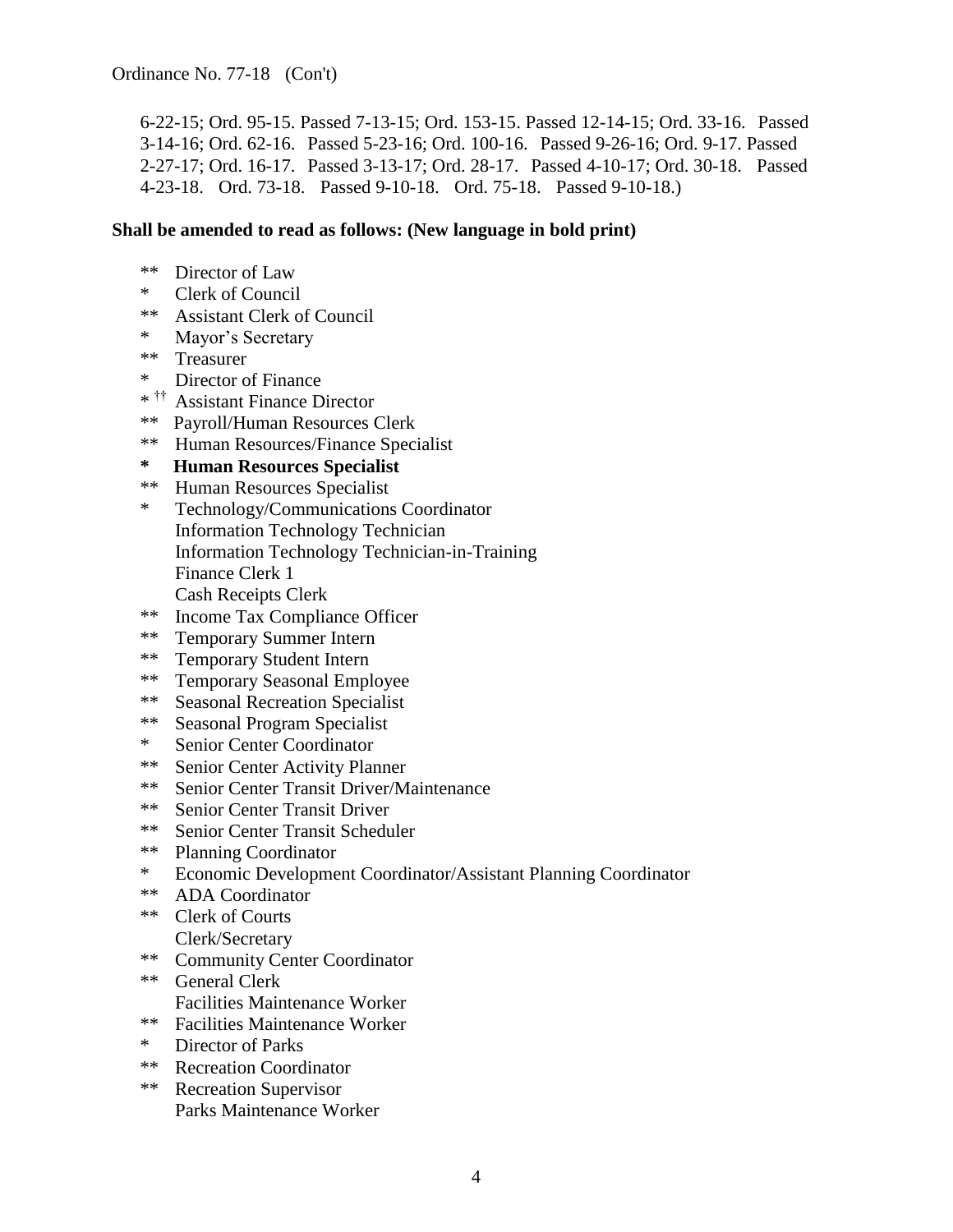Ordinance No. 77-18 (Con't)

6-22-15; Ord. 95-15. Passed 7-13-15; Ord. 153-15. Passed 12-14-15; Ord. 33-16. Passed 3-14-16; Ord. 62-16. Passed 5-23-16; Ord. 100-16. Passed 9-26-16; Ord. 9-17. Passed 2-27-17; Ord. 16-17. Passed 3-13-17; Ord. 28-17. Passed 4-10-17; Ord. 30-18. Passed 4-23-18. Ord. 73-18. Passed 9-10-18. Ord. 75-18. Passed 9-10-18.)

**Shall be amended to read as follows: (New language in bold print)**

** Director of Law
* Clerk of Council
** Assistant Clerk of Council
* Mayor's Secretary
** Treasurer
* Director of Finance
* †† Assistant Finance Director
** Payroll/Human Resources Clerk
** Human Resources/Finance Specialist
**\* Human Resources Specialist**
** Human Resources Specialist
* Technology/Communications Coordinator
Information Technology Technician
Information Technology Technician-in-Training
Finance Clerk 1
Cash Receipts Clerk
** Income Tax Compliance Officer
** Temporary Summer Intern
** Temporary Student Intern
** Temporary Seasonal Employee
** Seasonal Recreation Specialist
** Seasonal Program Specialist
* Senior Center Coordinator
** Senior Center Activity Planner
** Senior Center Transit Driver/Maintenance
** Senior Center Transit Driver
** Senior Center Transit Scheduler
** Planning Coordinator
* Economic Development Coordinator/Assistant Planning Coordinator
** ADA Coordinator
** Clerk of Courts
Clerk/Secretary
** Community Center Coordinator
** General Clerk
Facilities Maintenance Worker
** Facilities Maintenance Worker
* Director of Parks
** Recreation Coordinator
** Recreation Supervisor
Parks Maintenance Worker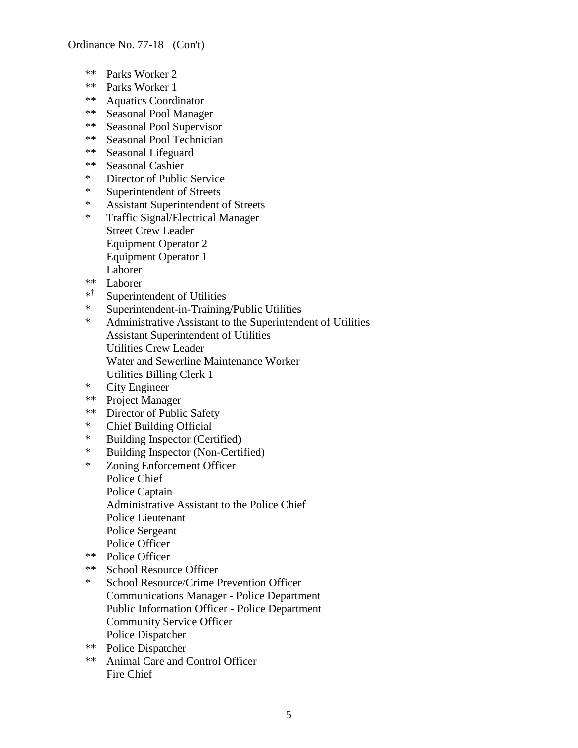** Parks Worker 2
** Parks Worker 1
** Aquatics Coordinator
** Seasonal Pool Manager
** Seasonal Pool Supervisor
** Seasonal Pool Technician
** Seasonal Lifeguard
** Seasonal Cashier
* Director of Public Service
* Superintendent of Streets
* Assistant Superintendent of Streets
* Traffic Signal/Electrical Manager
Street Crew Leader
Equipment Operator 2
Equipment Operator 1
Laborer
** Laborer
*[†] Superintendent of Utilities
* Superintendent-in-Training/Public Utilities
* Administrative Assistant to the Superintendent of Utilities
Assistant Superintendent of Utilities
Utilities Crew Leader
Water and Sewerline Maintenance Worker
Utilities Billing Clerk 1
* City Engineer
** Project Manager
** Director of Public Safety
* Chief Building Official
* Building Inspector (Certified)
* Building Inspector (Non-Certified)
* Zoning Enforcement Officer
Police Chief
Police Captain
Administrative Assistant to the Police Chief
Police Lieutenant
Police Sergeant
Police Officer
** Police Officer
** School Resource Officer
* School Resource/Crime Prevention Officer
Communications Manager - Police Department
Public Information Officer - Police Department
Community Service Officer
Police Dispatcher
** Police Dispatcher
** Animal Care and Control Officer
Fire Chief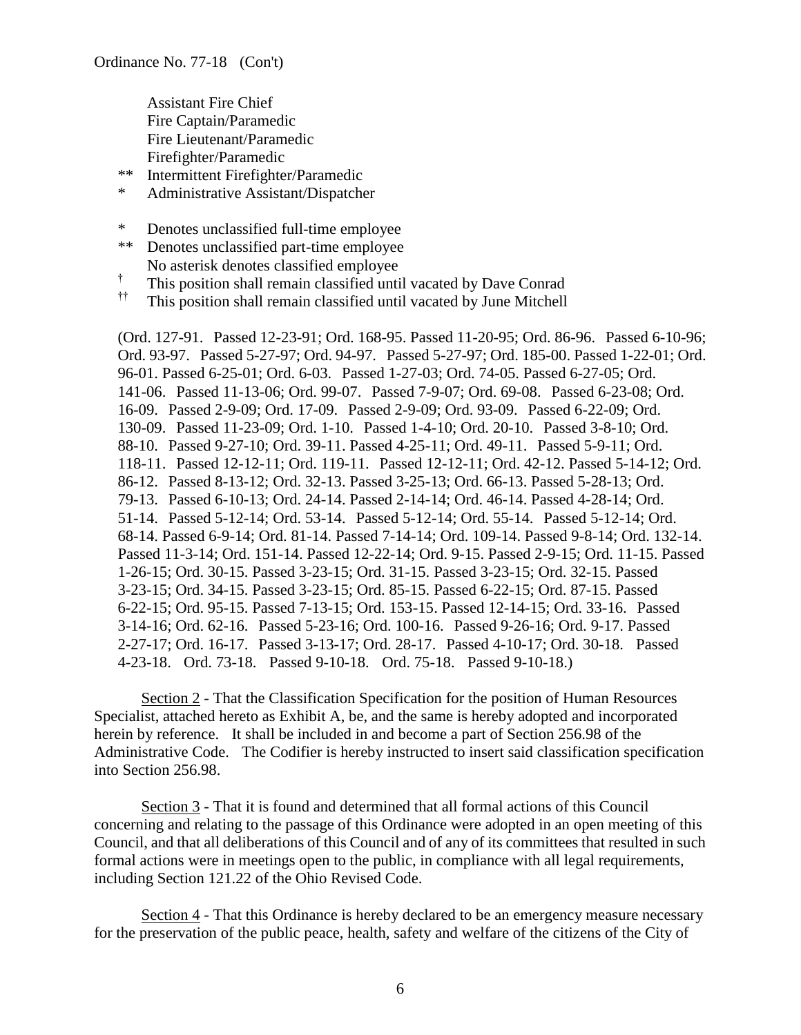Ordinance No. 77-18 (Con't)

Assistant Fire Chief
Fire Captain/Paramedic
Fire Lieutenant/Paramedic
Firefighter/Paramedic
** Intermittent Firefighter/Paramedic
* Administrative Assistant/Dispatcher

* Denotes unclassified full-time employee
** Denotes unclassified part-time employee
No asterisk denotes classified employee
† This position shall remain classified until vacated by Dave Conrad
†† This position shall remain classified until vacated by June Mitchell

(Ord. 127-91. Passed 12-23-91; Ord. 168-95. Passed 11-20-95; Ord. 86-96. Passed 6-10-96; Ord. 93-97. Passed 5-27-97; Ord. 94-97. Passed 5-27-97; Ord. 185-00. Passed 1-22-01; Ord. 96-01. Passed 6-25-01; Ord. 6-03. Passed 1-27-03; Ord. 74-05. Passed 6-27-05; Ord. 141-06. Passed 11-13-06; Ord. 99-07. Passed 7-9-07; Ord. 69-08. Passed 6-23-08; Ord. 16-09. Passed 2-9-09; Ord. 17-09. Passed 2-9-09; Ord. 93-09. Passed 6-22-09; Ord. 130-09. Passed 11-23-09; Ord. 1-10. Passed 1-4-10; Ord. 20-10. Passed 3-8-10; Ord. 88-10. Passed 9-27-10; Ord. 39-11. Passed 4-25-11; Ord. 49-11. Passed 5-9-11; Ord. 118-11. Passed 12-12-11; Ord. 119-11. Passed 12-12-11; Ord. 42-12. Passed 5-14-12; Ord. 86-12. Passed 8-13-12; Ord. 32-13. Passed 3-25-13; Ord. 66-13. Passed 5-28-13; Ord. 79-13. Passed 6-10-13; Ord. 24-14. Passed 2-14-14; Ord. 46-14. Passed 4-28-14; Ord. 51-14. Passed 5-12-14; Ord. 53-14. Passed 5-12-14; Ord. 55-14. Passed 5-12-14; Ord. 68-14. Passed 6-9-14; Ord. 81-14. Passed 7-14-14; Ord. 109-14. Passed 9-8-14; Ord. 132-14. Passed 11-3-14; Ord. 151-14. Passed 12-22-14; Ord. 9-15. Passed 2-9-15; Ord. 11-15. Passed 1-26-15; Ord. 30-15. Passed 3-23-15; Ord. 31-15. Passed 3-23-15; Ord. 32-15. Passed 3-23-15; Ord. 34-15. Passed 3-23-15; Ord. 85-15. Passed 6-22-15; Ord. 87-15. Passed 6-22-15; Ord. 95-15. Passed 7-13-15; Ord. 153-15. Passed 12-14-15; Ord. 33-16. Passed 3-14-16; Ord. 62-16. Passed 5-23-16; Ord. 100-16. Passed 9-26-16; Ord. 9-17. Passed 2-27-17; Ord. 16-17. Passed 3-13-17; Ord. 28-17. Passed 4-10-17; Ord. 30-18. Passed 4-23-18. Ord. 73-18. Passed 9-10-18. Ord. 75-18. Passed 9-10-18.)

Section 2 - That the Classification Specification for the position of Human Resources Specialist, attached hereto as Exhibit A, be, and the same is hereby adopted and incorporated herein by reference. It shall be included in and become a part of Section 256.98 of the Administrative Code. The Codifier is hereby instructed to insert said classification specification into Section 256.98.

Section 3 - That it is found and determined that all formal actions of this Council concerning and relating to the passage of this Ordinance were adopted in an open meeting of this Council, and that all deliberations of this Council and of any of its committees that resulted in such formal actions were in meetings open to the public, in compliance with all legal requirements, including Section 121.22 of the Ohio Revised Code.

Section 4 - That this Ordinance is hereby declared to be an emergency measure necessary for the preservation of the public peace, health, safety and welfare of the citizens of the City of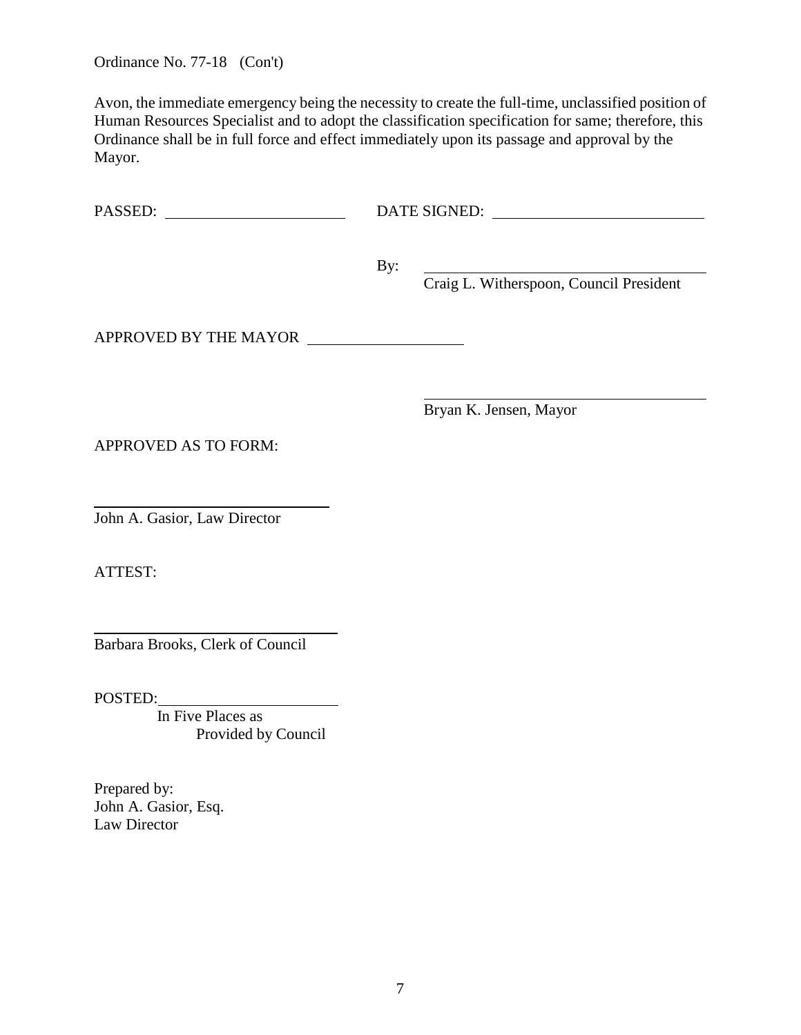Ordinance No. 77-18 (Con't)

Avon, the immediate emergency being the necessity to create the full-time, unclassified position of Human Resources Specialist and to adopt the classification specification for same; therefore, this Ordinance shall be in full force and effect immediately upon its passage and approval by the Mayor.

PASSED: ______________________ DATE SIGNED: __________________________

By: ____________________________________
Craig L. Witherspoon, Council President

APPROVED BY THE MAYOR ___________________

____________________________________
Bryan K. Jensen, Mayor

APPROVED AS TO FORM:

______________________________
John A. Gasior, Law Director

ATTEST:

______________________________
Barbara Brooks, Clerk of Council

POSTED:______________________
In Five Places as
Provided by Council

Prepared by:
John A. Gasior, Esq.
Law Director